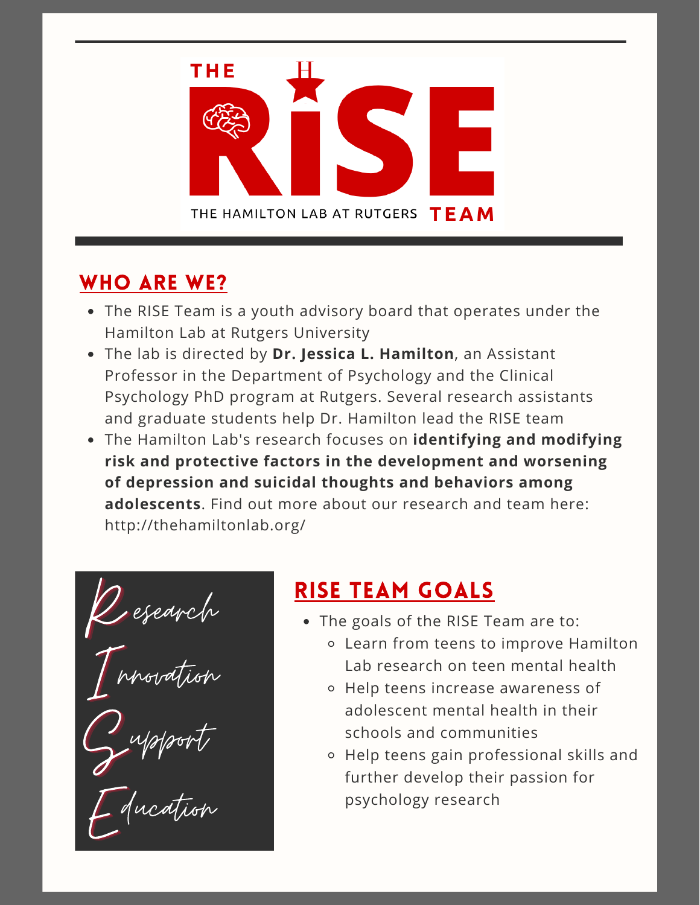# THE RISE TEAM

THE HAMILTON LAB AT RUTGERS

## WHO ARE WE?

- The RISE Team is a youth advisory board that operates under the Hamilton Lab at Rutgers University
- The lab is directed by **Dr. Jessica L. Hamilton**, an Assistant Professor in the Department of Psychology and the Clinical Psychology PhD program at Rutgers. Several research assistants and graduate students help Dr. Hamilton lead the RISE team
- The Hamilton Lab's research focuses on **identifying and modifying risk and protective factors in the development and worsening of depression and suicidal thoughts and behaviors among adolescents**. Find out more about our research and team here: http://thehamiltonlab.org/

Research
Innovation
Support
Education

## RISE TEAM GOALS

- The goals of the RISE Team are to:
  - Learn from teens to improve Hamilton Lab research on teen mental health
  - Help teens increase awareness of adolescent mental health in their schools and communities
  - Help teens gain professional skills and further develop their passion for psychology research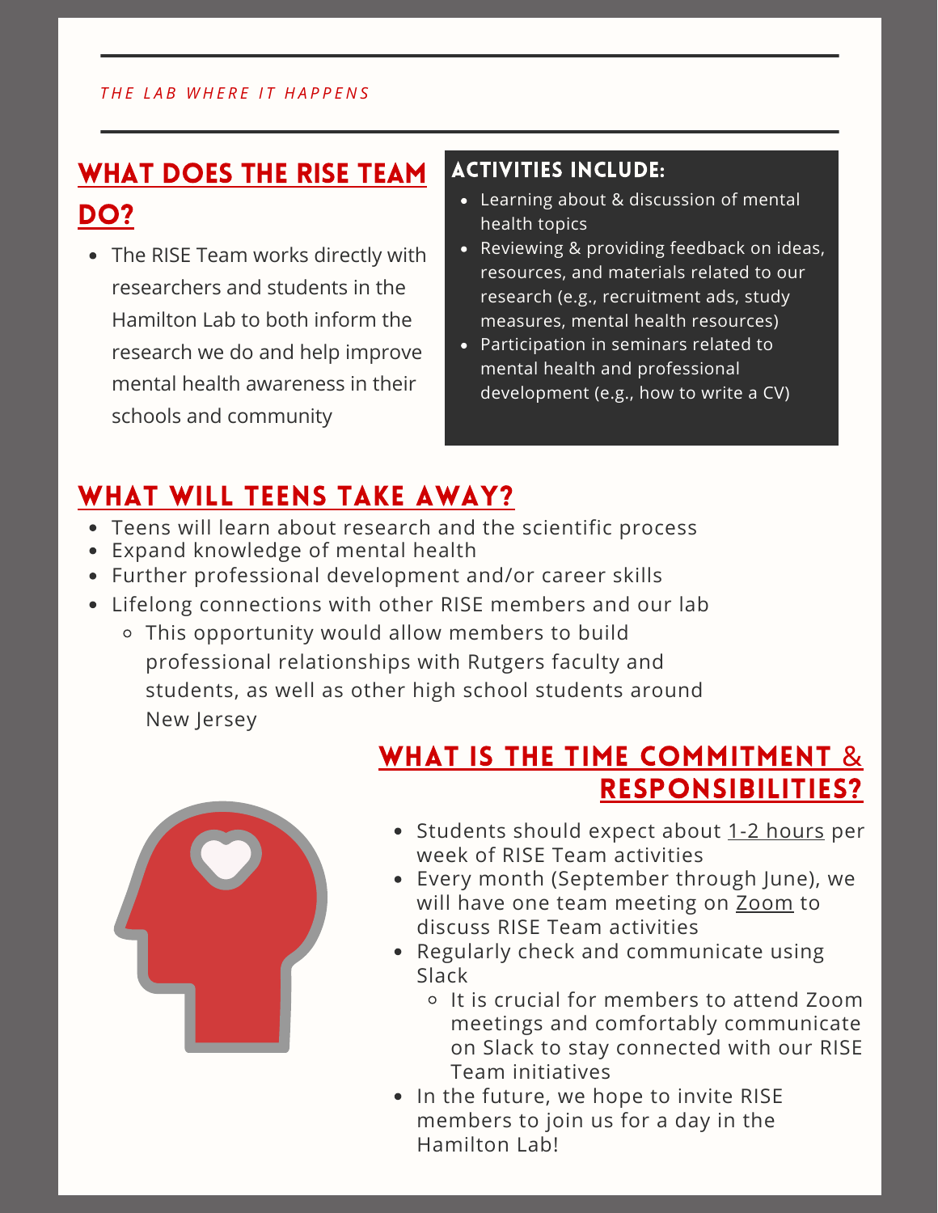*THE LAB WHERE IT HAPPENS*

## WHAT DOES THE RISE TEAM DO?

- The RISE Team works directly with researchers and students in the Hamilton Lab to both inform the research we do and help improve mental health awareness in their schools and community

### ACTIVITIES INCLUDE:

- Learning about & discussion of mental health topics
- Reviewing & providing feedback on ideas, resources, and materials related to our research (e.g., recruitment ads, study measures, mental health resources)
- Participation in seminars related to mental health and professional development (e.g., how to write a CV)

## WHAT WILL TEENS TAKE AWAY?

- Teens will learn about research and the scientific process
- Expand knowledge of mental health
- Further professional development and/or career skills
- Lifelong connections with other RISE members and our lab
  - This opportunity would allow members to build professional relationships with Rutgers faculty and students, as well as other high school students around New Jersey

## WHAT IS THE TIME COMMITMENT & RESPONSIBILITIES?

- Students should expect about 1-2 hours per week of RISE Team activities
- Every month (September through June), we will have one team meeting on Zoom to discuss RISE Team activities
- Regularly check and communicate using Slack
  - It is crucial for members to attend Zoom meetings and comfortably communicate on Slack to stay connected with our RISE Team initiatives
- In the future, we hope to invite RISE members to join us for a day in the Hamilton Lab!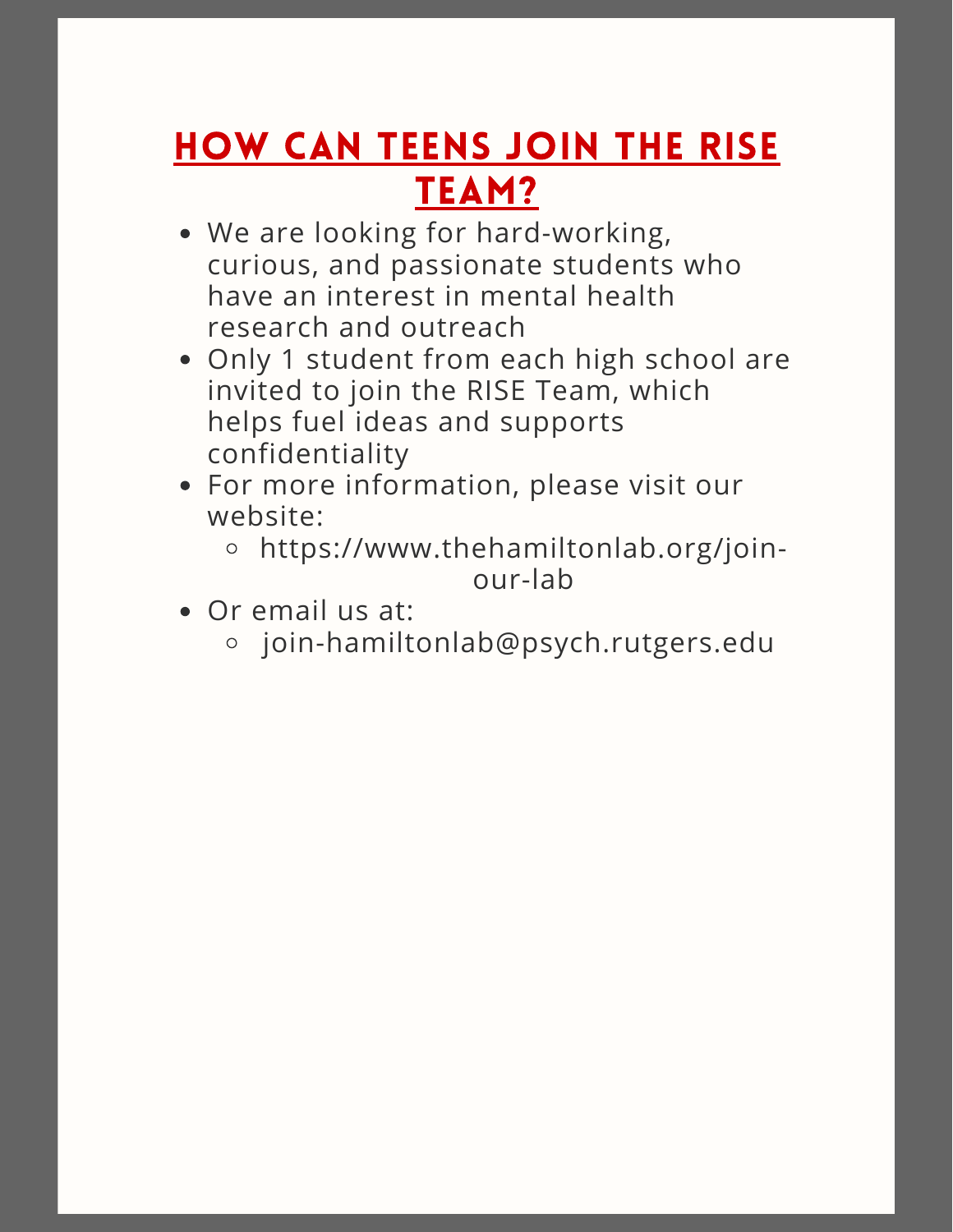## HOW CAN TEENS JOIN THE RISE TEAM?

- We are looking for hard-working, curious, and passionate students who have an interest in mental health research and outreach
- Only 1 student from each high school are invited to join the RISE Team, which helps fuel ideas and supports confidentiality
- For more information, please visit our website:
  - https://www.thehamiltonlab.org/join-our-lab
- Or email us at:
  - join-hamiltonlab@psych.rutgers.edu